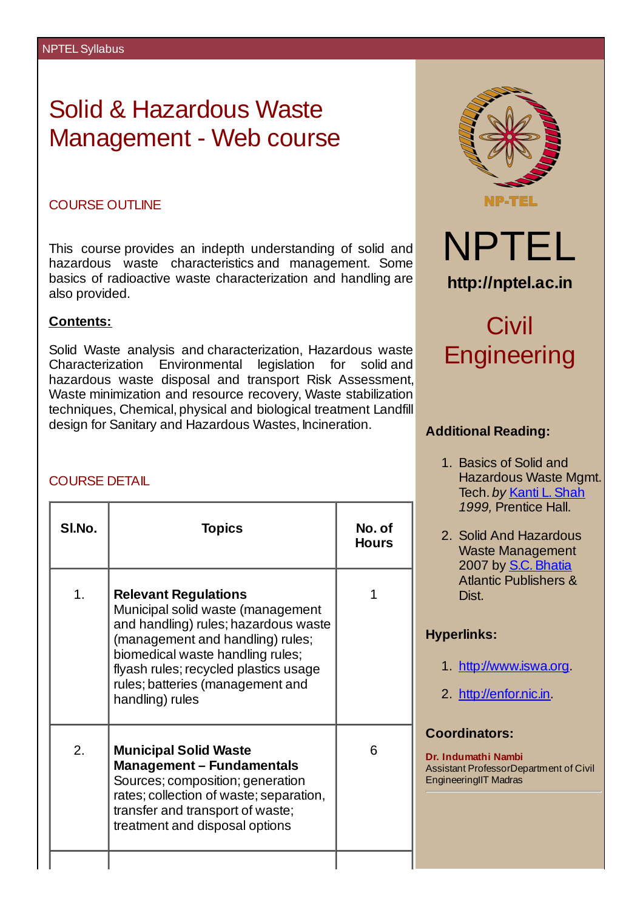# Solid & Hazardous Waste Management - Web course

## COURSE OUTLINE

This course provides an indepth understanding of solid and hazardous waste characteristics and management. Some basics of radioactive waste characterization and handling are also provided.

**Contents:**

Solid Waste analysis and characterization, Hazardous waste Characterization Environmental legislation for solid and hazardous waste disposal and transport Risk Assessment, Waste minimization and resource recovery, Waste stabilization techniques, Chemical, physical and biological treatment Landfill design for Sanitary and Hazardous Wastes, Incineration.

## COURSE DETAIL

| Sl.No. | Topics | No. of Hours |
|---|---|---|
| 1. | **Relevant Regulations** Municipal solid waste (management and handling) rules; hazardous waste (management and handling) rules; biomedical waste handling rules; flyash rules; recycled plastics usage rules; batteries (management and handling) rules | 1 |
| 2. | **Municipal Solid Waste Management – Fundamentals** Sources; composition; generation rates; collection of waste; separation, transfer and transport of waste; treatment and disposal options | 6 |

NPTEL

http://nptel.ac.in

# Civil Engineering

**Additional Reading:**

1. Basics of Solid and Hazardous Waste Mgmt. Tech. *by* Kanti L. Shah *1999,* Prentice Hall.
2. Solid And Hazardous Waste Management 2007 by S.C. Bhatia Atlantic Publishers & Dist.

**Hyperlinks:**

1. http://www.iswa.org.
2. http://enfor.nic.in.

**Coordinators:**

**Dr. Indumathi Nambi**
Assistant ProfessorDepartment of Civil EngineeringIIT Madras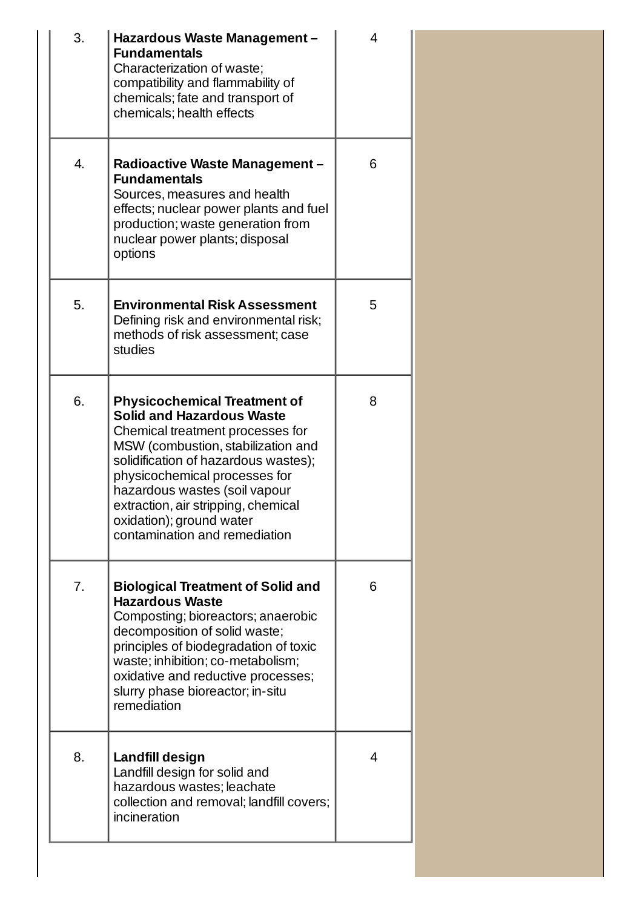| | | |
|---|---|---|
| 3. | **Hazardous Waste Management – Fundamentals**<br>Characterization of waste; compatibility and flammability of chemicals; fate and transport of chemicals; health effects | 4 |
| 4. | **Radioactive Waste Management – Fundamentals**<br>Sources, measures and health effects; nuclear power plants and fuel production; waste generation from nuclear power plants; disposal options | 6 |
| 5. | **Environmental Risk Assessment**<br>Defining risk and environmental risk; methods of risk assessment; case studies | 5 |
| 6. | **Physicochemical Treatment of Solid and Hazardous Waste**<br>Chemical treatment processes for MSW (combustion, stabilization and solidification of hazardous wastes); physicochemical processes for hazardous wastes (soil vapour extraction, air stripping, chemical oxidation); ground water contamination and remediation | 8 |
| 7. | **Biological Treatment of Solid and Hazardous Waste**<br>Composting; bioreactors; anaerobic decomposition of solid waste; principles of biodegradation of toxic waste; inhibition; co-metabolism; oxidative and reductive processes; slurry phase bioreactor; in-situ remediation | 6 |
| 8. | **Landfill design**<br>Landfill design for solid and hazardous wastes; leachate collection and removal; landfill covers; incineration | 4 |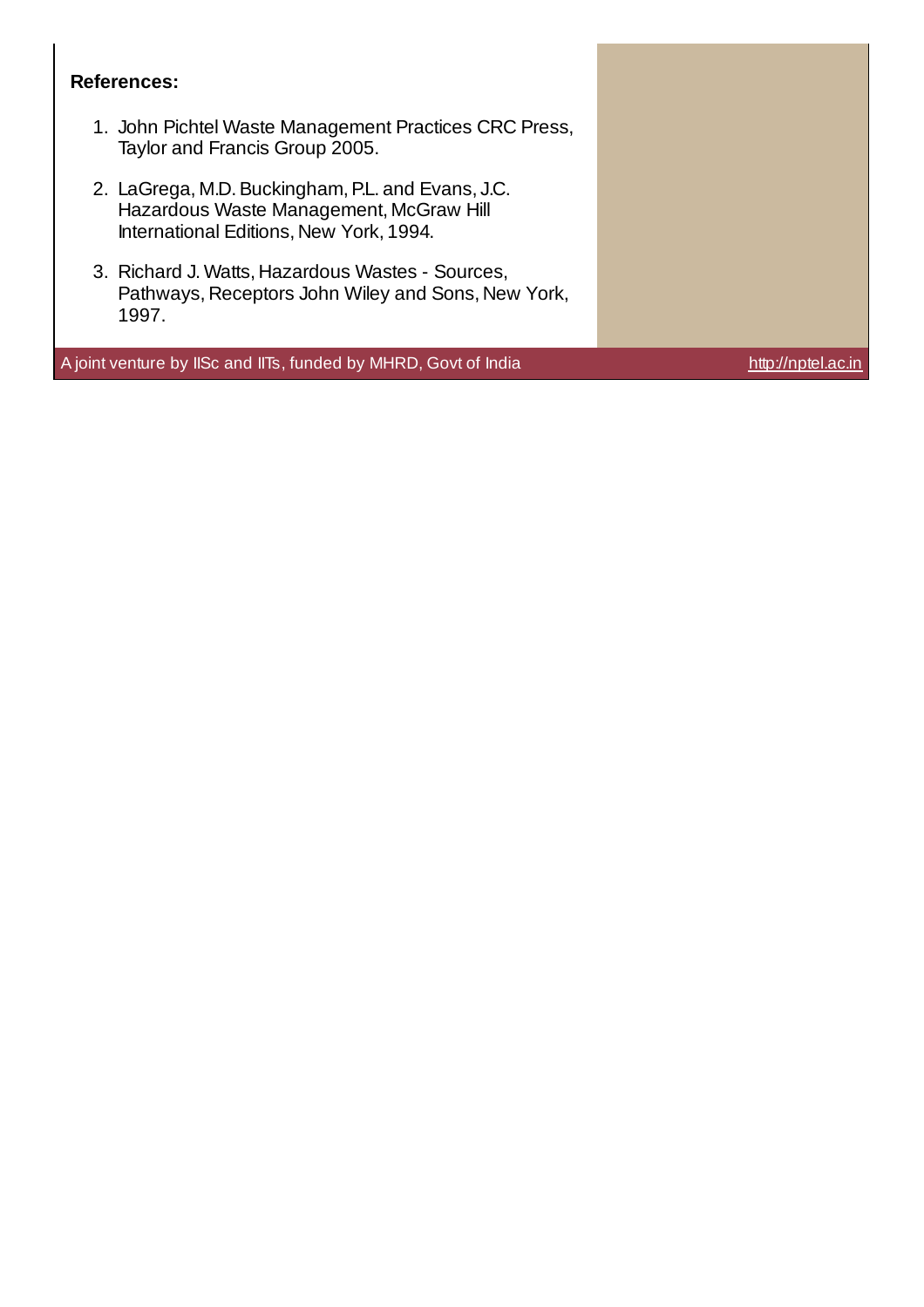**References:**

1. John Pichtel Waste Management Practices CRC Press, Taylor and Francis Group 2005.
2. LaGrega, M.D. Buckingham, P.L. and Evans, J.C. Hazardous Waste Management, McGraw Hill International Editions, New York, 1994.
3. Richard J. Watts, Hazardous Wastes - Sources, Pathways, Receptors John Wiley and Sons, New York, 1997.